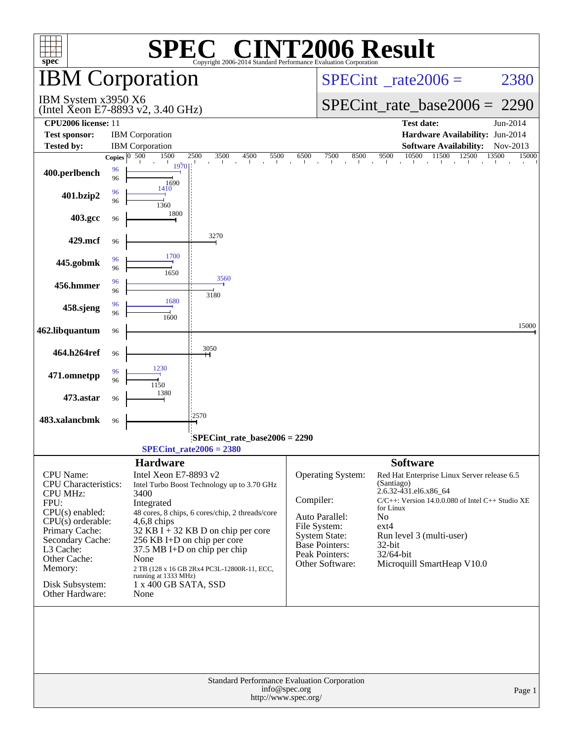# SPEC® CINT2006 Result

Copyright 2006-2014 Standard Performance Evaluation Corporation

## IBM Corporation

IBM System x3950 X6
(Intel Xeon E7-8893 v2, 3.40 GHz)

SPECint_rate2006 = 2380

SPECint_rate_base2006 = 2290

| | | | |
|---|---|---|---|
| **CPU2006 license:** | 11 | **Test date:** | Jun-2014 |
| **Test sponsor:** | IBM Corporation | **Hardware Availability:** | Jun-2014 |
| **Tested by:** | IBM Corporation | **Software Availability:** | Nov-2013 |

| Benchmark | Copies (peak) | Peak | Copies (base) | Base |
|---|---|---|---|---|
| 400.perlbench | 96 | 1970 | 96 | 1690 |
| 401.bzip2 | 96 | 1410 | 96 | 1360 |
| 403.gcc | | | 96 | 1800 |
| 429.mcf | | | 96 | 3270 |
| 445.gobmk | 96 | 1700 | 96 | 1650 |
| 456.hmmer | 96 | 3560 | 96 | 3180 |
| 458.sjeng | 96 | 1680 | 96 | 1600 |
| 462.libquantum | | | 96 | 15000 |
| 464.h264ref | | | 96 | 3050 |
| 471.omnetpp | 96 | 1230 | 96 | 1150 |
| 473.astar | | | 96 | 1380 |
| 483.xalancbmk | | | 96 | 2570 |

SPECint_rate_base2006 = 2290

SPECint_rate2006 = 2380

### Hardware

| | |
|---|---|
| CPU Name: | Intel Xeon E7-8893 v2 |
| CPU Characteristics: | Intel Turbo Boost Technology up to 3.70 GHz |
| CPU MHz: | 3400 |
| FPU: | Integrated |
| CPU(s) enabled: | 48 cores, 8 chips, 6 cores/chip, 2 threads/core |
| CPU(s) orderable: | 4,6,8 chips |
| Primary Cache: | 32 KB I + 32 KB D on chip per core |
| Secondary Cache: | 256 KB I+D on chip per core |
| L3 Cache: | 37.5 MB I+D on chip per chip |
| Other Cache: | None |
| Memory: | 2 TB (128 x 16 GB 2Rx4 PC3L-12800R-11, ECC, running at 1333 MHz) |
| Disk Subsystem: | 1 x 400 GB SATA, SSD |
| Other Hardware: | None |

### Software

| | |
|---|---|
| Operating System: | Red Hat Enterprise Linux Server release 6.5 (Santiago) 2.6.32-431.el6.x86_64 |
| Compiler: | C/C++: Version 14.0.0.080 of Intel C++ Studio XE for Linux |
| Auto Parallel: | No |
| File System: | ext4 |
| System State: | Run level 3 (multi-user) |
| Base Pointers: | 32-bit |
| Peak Pointers: | 32/64-bit |
| Other Software: | Microquill SmartHeap V10.0 |

Standard Performance Evaluation Corporation
info@spec.org
http://www.spec.org/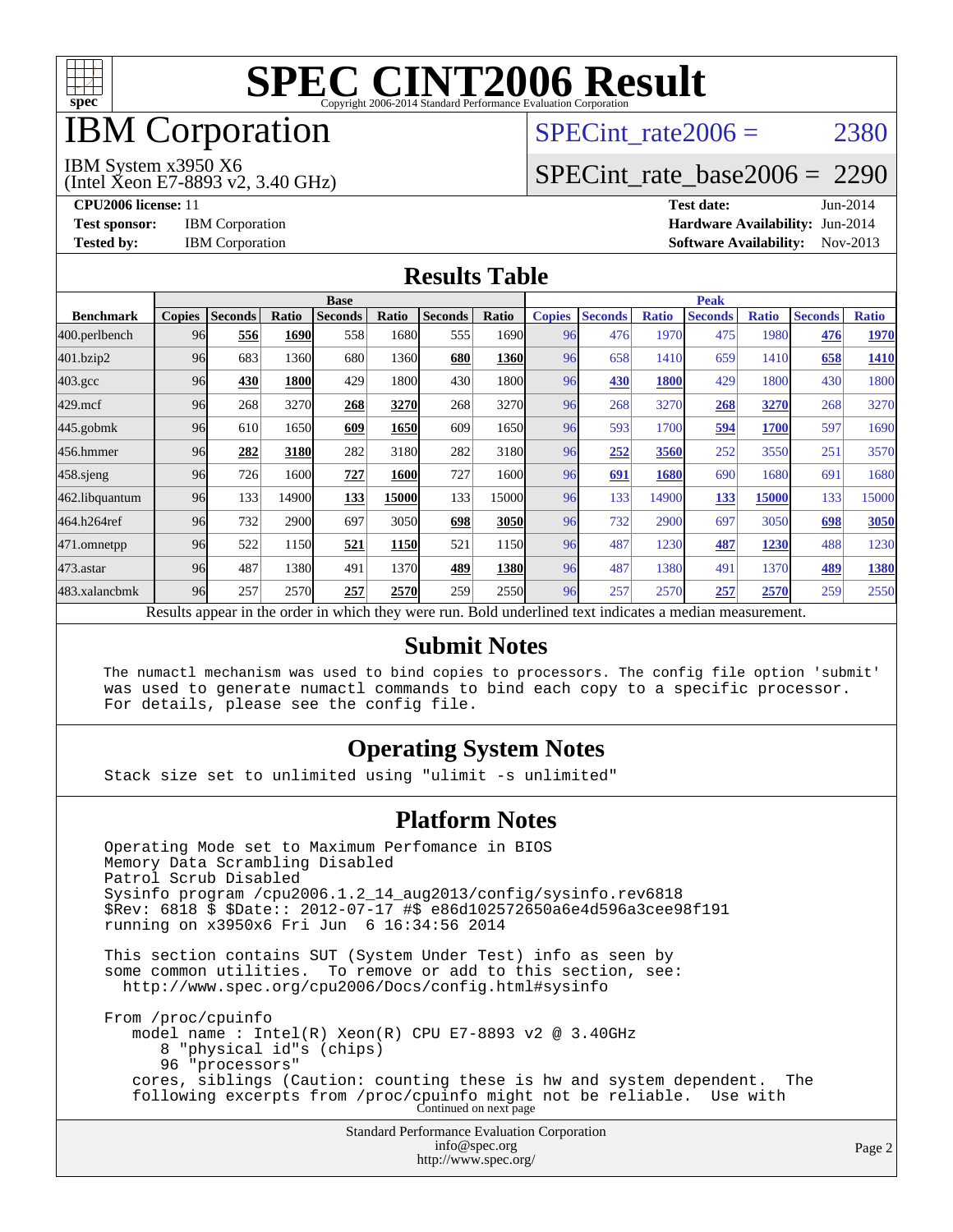# SPEC CINT2006 Result

Copyright 2006-2014 Standard Performance Evaluation Corporation

# IBM Corporation

IBM System x3950 X6
(Intel Xeon E7-8893 v2, 3.40 GHz)

SPECint_rate2006 = 2380

SPECint_rate_base2006 = 2290

**CPU2006 license:** 11
**Test sponsor:** IBM Corporation
**Tested by:** IBM Corporation

**Test date:** Jun-2014
**Hardware Availability:** Jun-2014
**Software Availability:** Nov-2013

## Results Table

| | Base | | | | | | | Peak | | | | | | |
|---|---|---|---|---|---|---|---|---|---|---|---|---|---|---|
| **Benchmark** | **Copies** | **Seconds** | **Ratio** | **Seconds** | **Ratio** | **Seconds** | **Ratio** | **Copies** | **Seconds** | **Ratio** | **Seconds** | **Ratio** | **Seconds** | **Ratio** |
| 400.perlbench | 96 | **556** | **1690** | 558 | 1680 | 555 | 1690 | 96 | 476 | 1970 | 475 | 1980 | **476** | **1970** |
| 401.bzip2 | 96 | 683 | 1360 | 680 | 1360 | **680** | **1360** | 96 | 658 | 1410 | 659 | 1410 | **658** | **1410** |
| 403.gcc | 96 | **430** | **1800** | 429 | 1800 | 430 | 1800 | 96 | **430** | **1800** | 429 | 1800 | 430 | 1800 |
| 429.mcf | 96 | 268 | 3270 | **268** | **3270** | 268 | 3270 | 96 | 268 | 3270 | **268** | **3270** | 268 | 3270 |
| 445.gobmk | 96 | 610 | 1650 | **609** | **1650** | 609 | 1650 | 96 | 593 | 1700 | **594** | **1700** | 597 | 1690 |
| 456.hmmer | 96 | **282** | **3180** | 282 | 3180 | 282 | 3180 | 96 | **252** | **3560** | 252 | 3550 | 251 | 3570 |
| 458.sjeng | 96 | 726 | 1600 | **727** | **1600** | 727 | 1600 | 96 | **691** | **1680** | 690 | 1680 | 691 | 1680 |
| 462.libquantum | 96 | 133 | 14900 | **133** | **15000** | 133 | 15000 | 96 | 133 | 14900 | **133** | **15000** | 133 | 15000 |
| 464.h264ref | 96 | 732 | 2900 | 697 | 3050 | **698** | **3050** | 96 | 732 | 2900 | 697 | 3050 | **698** | **3050** |
| 471.omnetpp | 96 | 522 | 1150 | **521** | **1150** | 521 | 1150 | 96 | 487 | 1230 | **487** | **1230** | 488 | 1230 |
| 473.astar | 96 | 487 | 1380 | 491 | 1370 | **489** | **1380** | 96 | 487 | 1380 | 491 | 1370 | **489** | **1380** |
| 483.xalancbmk | 96 | 257 | 2570 | **257** | **2570** | 259 | 2550 | 96 | 257 | 2570 | **257** | **2570** | 259 | 2550 |

Results appear in the order in which they were run. Bold underlined text indicates a median measurement.

## Submit Notes

```
The numactl mechanism was used to bind copies to processors. The config file option 'submit'
was used to generate numactl commands to bind each copy to a specific processor.
For details, please see the config file.
```

## Operating System Notes

```
Stack size set to unlimited using "ulimit -s unlimited"
```

## Platform Notes

```
Operating Mode set to Maximum Perfomance in BIOS
Memory Data Scrambling Disabled
Patrol Scrub Disabled
Sysinfo program /cpu2006.1.2_14_aug2013/config/sysinfo.rev6818
$Rev: 6818 $ $Date:: 2012-07-17 #$ e86d102572650a6e4d596a3cee98f191
running on x3950x6 Fri Jun  6 16:34:56 2014

This section contains SUT (System Under Test) info as seen by
some common utilities.  To remove or add to this section, see:
  http://www.spec.org/cpu2006/Docs/config.html#sysinfo

From /proc/cpuinfo
   model name : Intel(R) Xeon(R) CPU E7-8893 v2 @ 3.40GHz
      8 "physical id"s (chips)
      96 "processors"
   cores, siblings (Caution: counting these is hw and system dependent.  The
   following excerpts from /proc/cpuinfo might not be reliable.  Use with
```

Continued on next page

Standard Performance Evaluation Corporation
info@spec.org
http://www.spec.org/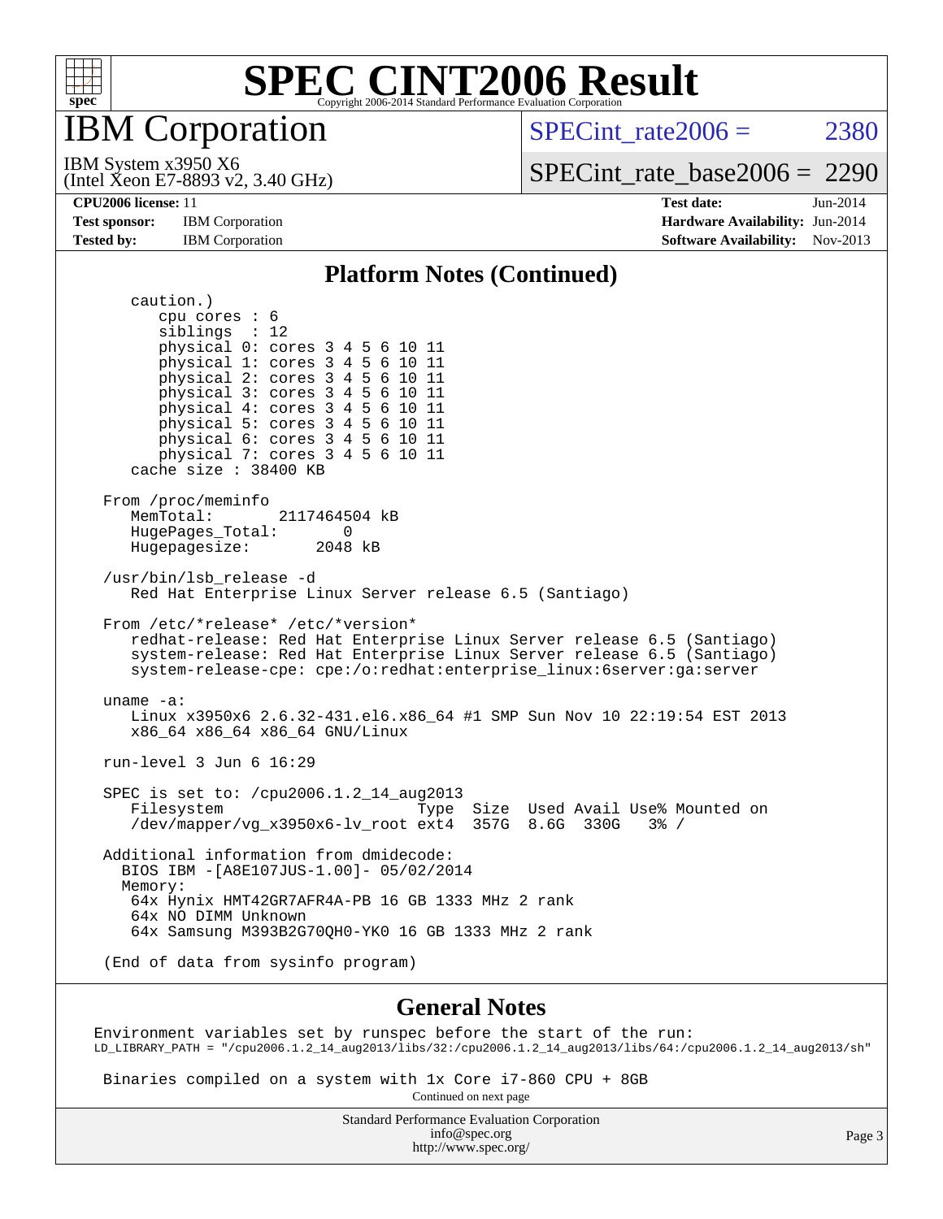# SPEC CINT2006 Result

Copyright 2006-2014 Standard Performance Evaluation Corporation

## IBM Corporation

IBM System x3950 X6
(Intel Xeon E7-8893 v2, 3.40 GHz)

SPECint_rate2006 = 2380

SPECint_rate_base2006 = 2290

**CPU2006 license:** 11
**Test sponsor:** IBM Corporation
**Tested by:** IBM Corporation

**Test date:** Jun-2014
**Hardware Availability:** Jun-2014
**Software Availability:** Nov-2013

### Platform Notes (Continued)

```
    caution.)
       cpu cores : 6
       siblings  : 12
       physical 0: cores 3 4 5 6 10 11
       physical 1: cores 3 4 5 6 10 11
       physical 2: cores 3 4 5 6 10 11
       physical 3: cores 3 4 5 6 10 11
       physical 4: cores 3 4 5 6 10 11
       physical 5: cores 3 4 5 6 10 11
       physical 6: cores 3 4 5 6 10 11
       physical 7: cores 3 4 5 6 10 11
    cache size : 38400 KB

 From /proc/meminfo
    MemTotal:       2117464504 kB
    HugePages_Total:       0
    Hugepagesize:       2048 kB

 /usr/bin/lsb_release -d
    Red Hat Enterprise Linux Server release 6.5 (Santiago)

 From /etc/*release* /etc/*version*
    redhat-release: Red Hat Enterprise Linux Server release 6.5 (Santiago)
    system-release: Red Hat Enterprise Linux Server release 6.5 (Santiago)
    system-release-cpe: cpe:/o:redhat:enterprise_linux:6server:ga:server

 uname -a:
    Linux x3950x6 2.6.32-431.el6.x86_64 #1 SMP Sun Nov 10 22:19:54 EST 2013
    x86_64 x86_64 x86_64 GNU/Linux

 run-level 3 Jun 6 16:29

 SPEC is set to: /cpu2006.1.2_14_aug2013
    Filesystem                       Type  Size  Used Avail Use% Mounted on
    /dev/mapper/vg_x3950x6-lv_root ext4  357G  8.6G  330G   3% /

 Additional information from dmidecode:
   BIOS IBM -[A8E107JUS-1.00]- 05/02/2014
   Memory:
    64x Hynix HMT42GR7AFR4A-PB 16 GB 1333 MHz 2 rank
    64x NO DIMM Unknown
    64x Samsung M393B2G70QH0-YK0 16 GB 1333 MHz 2 rank

 (End of data from sysinfo program)
```

### General Notes

```
Environment variables set by runspec before the start of the run:
LD_LIBRARY_PATH = "/cpu2006.1.2_14_aug2013/libs/32:/cpu2006.1.2_14_aug2013/libs/64:/cpu2006.1.2_14_aug2013/sh"

 Binaries compiled on a system with 1x Core i7-860 CPU + 8GB
```

Continued on next page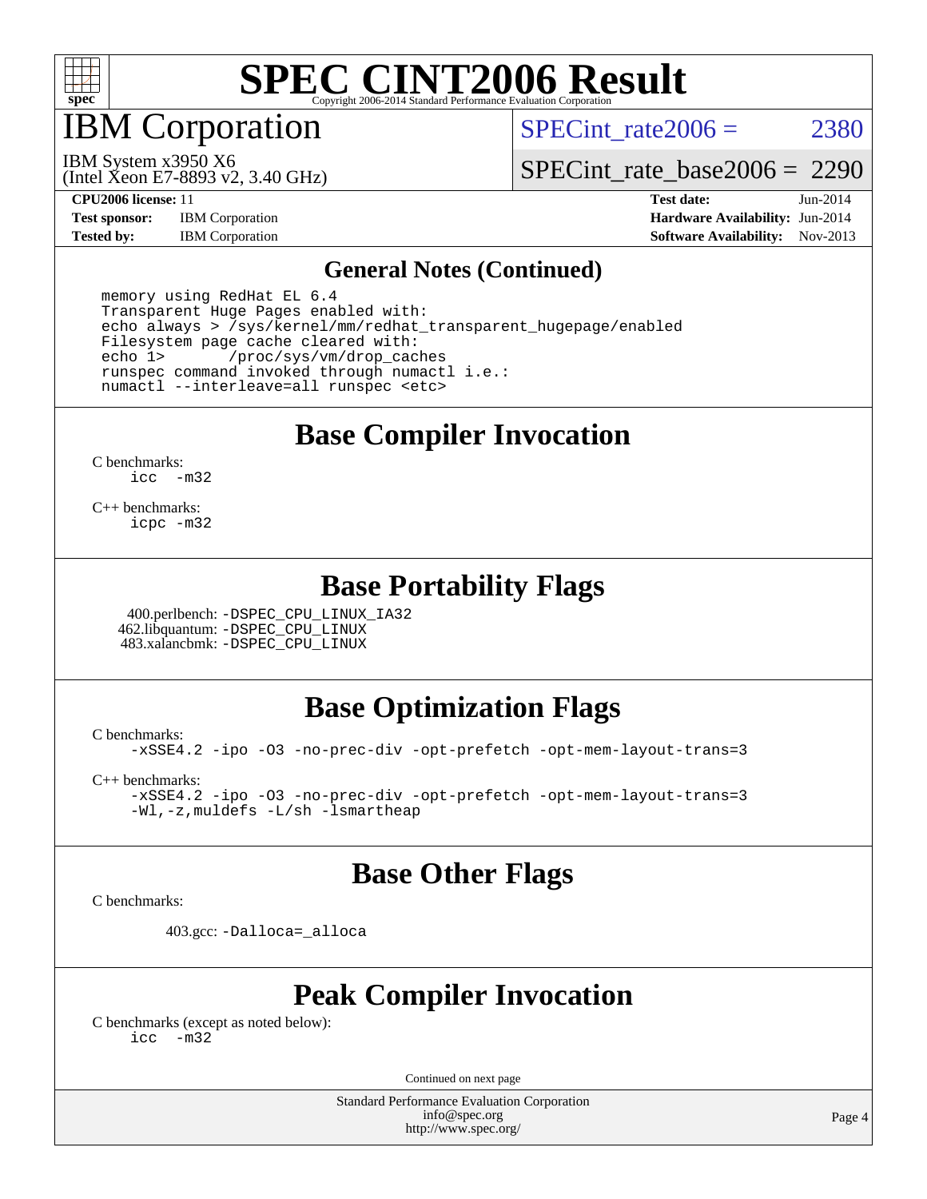# SPEC CINT2006 Result

Copyright 2006-2014 Standard Performance Evaluation Corporation

## IBM Corporation

IBM System x3950 X6
(Intel Xeon E7-8893 v2, 3.40 GHz)

SPECint_rate2006 = 2380

SPECint_rate_base2006 = 2290

**CPU2006 license:** 11
**Test sponsor:** IBM Corporation
**Tested by:** IBM Corporation

**Test date:** Jun-2014
**Hardware Availability:** Jun-2014
**Software Availability:** Nov-2013

## General Notes (Continued)

```
memory using RedHat EL 6.4
Transparent Huge Pages enabled with:
echo always > /sys/kernel/mm/redhat_transparent_hugepage/enabled
Filesystem page cache cleared with:
echo 1>       /proc/sys/vm/drop_caches
runspec command invoked through numactl i.e.:
numactl --interleave=all runspec <etc>
```

## Base Compiler Invocation

C benchmarks:
`icc -m32`

C++ benchmarks:
`icpc -m32`

## Base Portability Flags

400.perlbench: `-DSPEC_CPU_LINUX_IA32`
462.libquantum: `-DSPEC_CPU_LINUX`
483.xalancbmk: `-DSPEC_CPU_LINUX`

## Base Optimization Flags

C benchmarks:
`-xSSE4.2 -ipo -O3 -no-prec-div -opt-prefetch -opt-mem-layout-trans=3`

C++ benchmarks:
`-xSSE4.2 -ipo -O3 -no-prec-div -opt-prefetch -opt-mem-layout-trans=3`
`-Wl,-z,muldefs -L/sh -lsmartheap`

## Base Other Flags

C benchmarks:

403.gcc: `-Dalloca=_alloca`

## Peak Compiler Invocation

C benchmarks (except as noted below):
`icc -m32`

Continued on next page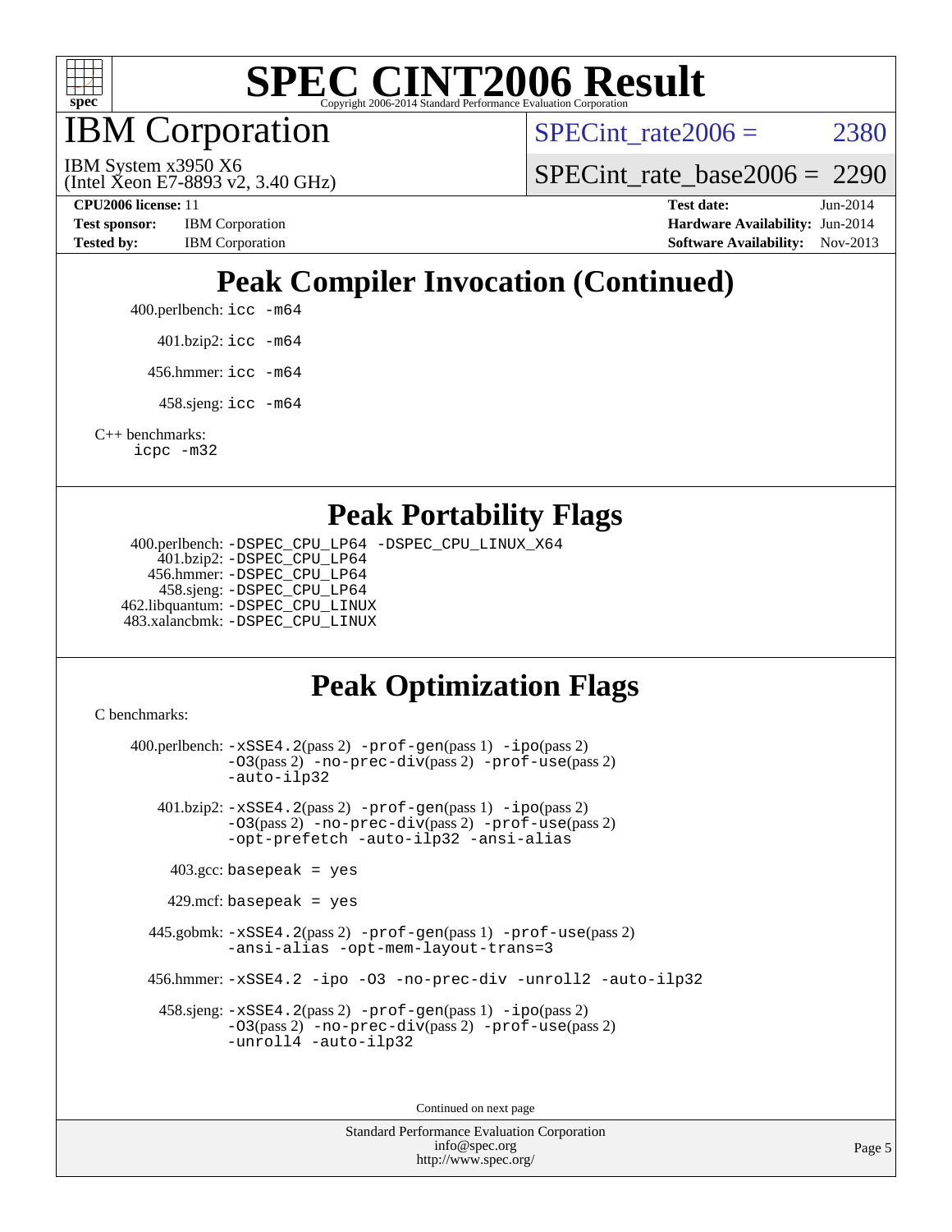# SPEC CINT2006 Result

Copyright 2006-2014 Standard Performance Evaluation Corporation

## IBM Corporation

IBM System x3950 X6
(Intel Xeon E7-8893 v2, 3.40 GHz)

SPECint_rate2006 = 2380

SPECint_rate_base2006 = 2290

**CPU2006 license:** 11
**Test sponsor:** IBM Corporation
**Tested by:** IBM Corporation

**Test date:** Jun-2014
**Hardware Availability:** Jun-2014
**Software Availability:** Nov-2013

## Peak Compiler Invocation (Continued)

400.perlbench: icc -m64

401.bzip2: icc -m64

456.hmmer: icc -m64

458.sjeng: icc -m64

C++ benchmarks:
icpc -m32

## Peak Portability Flags

400.perlbench: -DSPEC_CPU_LP64 -DSPEC_CPU_LINUX_X64
401.bzip2: -DSPEC_CPU_LP64
456.hmmer: -DSPEC_CPU_LP64
458.sjeng: -DSPEC_CPU_LP64
462.libquantum: -DSPEC_CPU_LINUX
483.xalancbmk: -DSPEC_CPU_LINUX

## Peak Optimization Flags

C benchmarks:

400.perlbench: -xSSE4.2(pass 2) -prof-gen(pass 1) -ipo(pass 2) -O3(pass 2) -no-prec-div(pass 2) -prof-use(pass 2) -auto-ilp32

401.bzip2: -xSSE4.2(pass 2) -prof-gen(pass 1) -ipo(pass 2) -O3(pass 2) -no-prec-div(pass 2) -prof-use(pass 2) -opt-prefetch -auto-ilp32 -ansi-alias

403.gcc: basepeak = yes

429.mcf: basepeak = yes

445.gobmk: -xSSE4.2(pass 2) -prof-gen(pass 1) -prof-use(pass 2) -ansi-alias -opt-mem-layout-trans=3

456.hmmer: -xSSE4.2 -ipo -O3 -no-prec-div -unroll2 -auto-ilp32

458.sjeng: -xSSE4.2(pass 2) -prof-gen(pass 1) -ipo(pass 2) -O3(pass 2) -no-prec-div(pass 2) -prof-use(pass 2) -unroll4 -auto-ilp32

Continued on next page

Standard Performance Evaluation Corporation
info@spec.org
http://www.spec.org/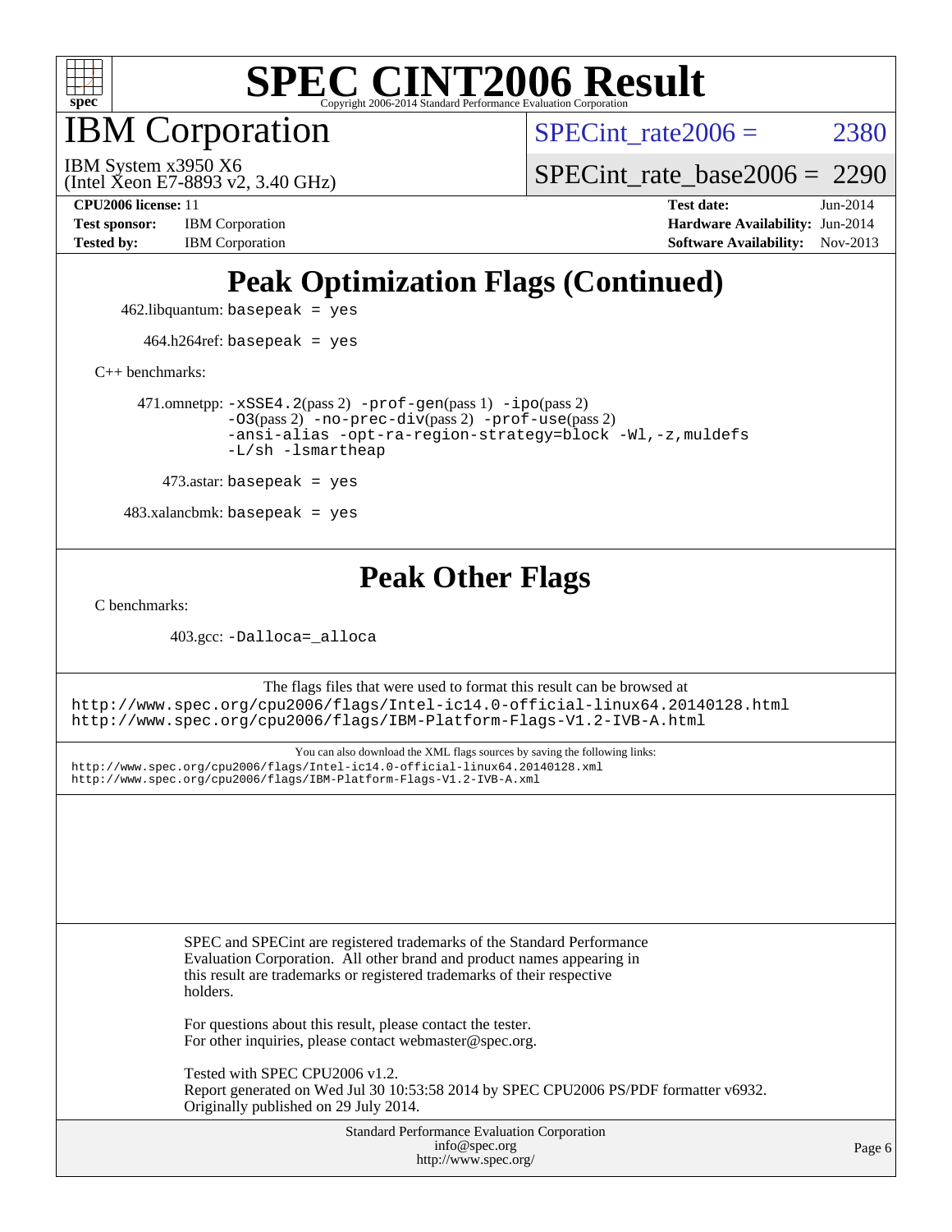# SPEC CINT2006 Result

Copyright 2006-2014 Standard Performance Evaluation Corporation

## IBM Corporation

IBM System x3950 X6
(Intel Xeon E7-8893 v2, 3.40 GHz)

SPECint_rate2006 = 2380

SPECint_rate_base2006 = 2290

| | | | |
|---|---|---|---|
| **CPU2006 license:** 11 | | **Test date:** | Jun-2014 |
| **Test sponsor:** | IBM Corporation | **Hardware Availability:** | Jun-2014 |
| **Tested by:** | IBM Corporation | **Software Availability:** | Nov-2013 |

## Peak Optimization Flags (Continued)

462.libquantum: `basepeak = yes`

464.h264ref: `basepeak = yes`

C++ benchmarks:

471.omnetpp: `-xSSE4.2`(pass 2) `-prof-gen`(pass 1) `-ipo`(pass 2) `-O3`(pass 2) `-no-prec-div`(pass 2) `-prof-use`(pass 2) `-ansi-alias -opt-ra-region-strategy=block -Wl,-z,muldefs -L/sh -lsmartheap`

473.astar: `basepeak = yes`

483.xalancbmk: `basepeak = yes`

## Peak Other Flags

C benchmarks:

403.gcc: `-Dalloca=_alloca`

The flags files that were used to format this result can be browsed at
http://www.spec.org/cpu2006/flags/Intel-ic14.0-official-linux64.20140128.html
http://www.spec.org/cpu2006/flags/IBM-Platform-Flags-V1.2-IVB-A.html

You can also download the XML flags sources by saving the following links:
http://www.spec.org/cpu2006/flags/Intel-ic14.0-official-linux64.20140128.xml
http://www.spec.org/cpu2006/flags/IBM-Platform-Flags-V1.2-IVB-A.xml

SPEC and SPECint are registered trademarks of the Standard Performance Evaluation Corporation. All other brand and product names appearing in this result are trademarks or registered trademarks of their respective holders.

For questions about this result, please contact the tester.
For other inquiries, please contact webmaster@spec.org.

Tested with SPEC CPU2006 v1.2.
Report generated on Wed Jul 30 10:53:58 2014 by SPEC CPU2006 PS/PDF formatter v6932.
Originally published on 29 July 2014.

Standard Performance Evaluation Corporation
info@spec.org
http://www.spec.org/